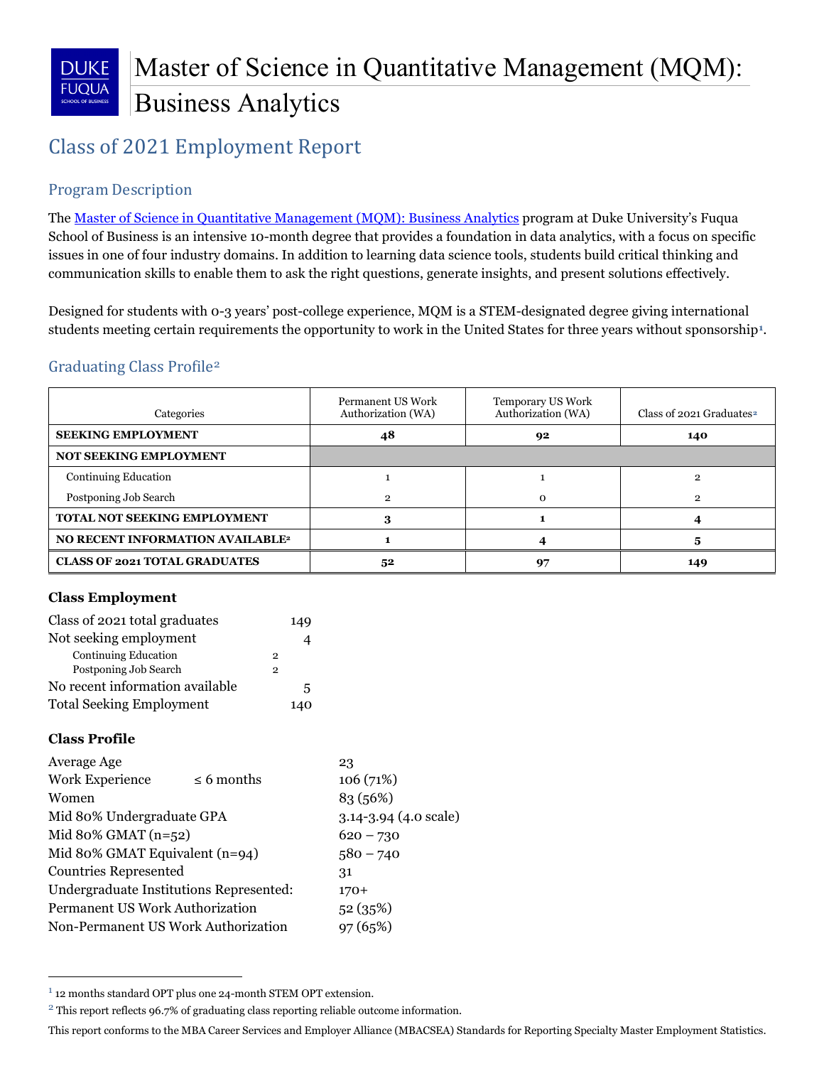# Master of Science in Quantitative Management (MQM): Business Analytics

## Class of 2021 Employment Report

### Program Description

The [Master of Science in Quantitative Management (MQM): Business Analytics] program at Duke University's Fuqua School of Business is an intensive 10-month degree that provides a foundation in data analytics, with a focus on specific issues in one of four industry domains. In addition to learning data science tools, students build critical thinking and communication skills to enable them to ask the right questions, generate insights, and present solutions effectively.

Designed for students with 0-3 years' post-college experience, MQM is a STEM-designated degree giving international students meeting certain requirements the opportunity to work in the United States for three years without sponsorship[1].

### Graduating Class Profile[2]

| Categories | Permanent US Work Authorization (WA) | Temporary US Work Authorization (WA) | Class of 2021 Graduates[2] |
|---|---|---|---|
| **SEEKING EMPLOYMENT** | **48** | **92** | **140** |
| **NOT SEEKING EMPLOYMENT** | | | |
| Continuing Education | 1 | 1 | 2 |
| Postponing Job Search | 2 | 0 | 2 |
| **TOTAL NOT SEEKING EMPLOYMENT** | **3** | **1** | **4** |
| **NO RECENT INFORMATION AVAILABLE[2]** | **1** | **4** | **5** |
| **CLASS OF 2021 TOTAL GRADUATES** | **52** | **97** | **149** |

#### Class Employment

| | | |
|---|---|---|
| Class of 2021 total graduates | | 149 |
| Not seeking employment | | 4 |
| Continuing Education | 2 | |
| Postponing Job Search | 2 | |
| No recent information available | | 5 |
| Total Seeking Employment | | 140 |

#### Class Profile

| | |
|---|---|
| Average Age | 23 |
| Work Experience ≤ 6 months | 106 (71%) |
| Women | 83 (56%) |
| Mid 80% Undergraduate GPA | 3.14-3.94 (4.0 scale) |
| Mid 80% GMAT (n=52) | 620 – 730 |
| Mid 80% GMAT Equivalent (n=94) | 580 – 740 |
| Countries Represented | 31 |
| Undergraduate Institutions Represented: | 170+ |
| Permanent US Work Authorization | 52 (35%) |
| Non-Permanent US Work Authorization | 97 (65%) |

---

[1] 12 months standard OPT plus one 24-month STEM OPT extension.

[2] This report reflects 96.7% of graduating class reporting reliable outcome information.

This report conforms to the MBA Career Services and Employer Alliance (MBACSEA) Standards for Reporting Specialty Master Employment Statistics.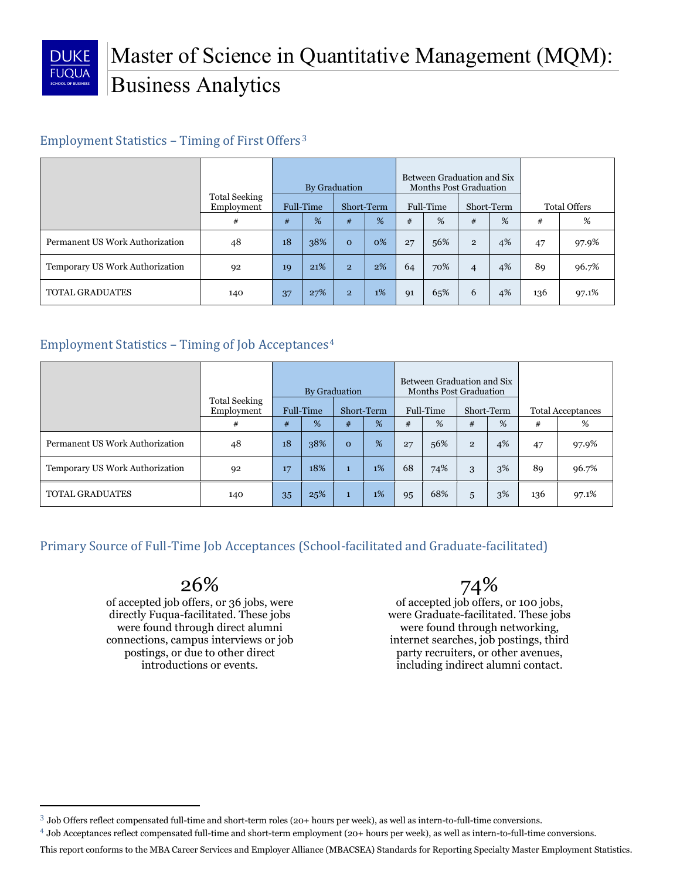# Master of Science in Quantitative Management (MQM): Business Analytics

## Employment Statistics – Timing of First Offers[3]

| | Total Seeking Employment | By Graduation | | | | Between Graduation and Six Months Post Graduation | | | | Total Offers | |
|---|---|---|---|---|---|---|---|---|---|---|---|
| | | Full-Time | | Short-Term | | Full-Time | | Short-Term | | | |
| | # | # | % | # | % | # | % | # | % | # | % |
| Permanent US Work Authorization | 48 | 18 | 38% | 0 | 0% | 27 | 56% | 2 | 4% | 47 | 97.9% |
| Temporary US Work Authorization | 92 | 19 | 21% | 2 | 2% | 64 | 70% | 4 | 4% | 89 | 96.7% |
| TOTAL GRADUATES | 140 | 37 | 27% | 2 | 1% | 91 | 65% | 6 | 4% | 136 | 97.1% |

## Employment Statistics – Timing of Job Acceptances[4]

| | Total Seeking Employment | By Graduation | | | | Between Graduation and Six Months Post Graduation | | | | Total Acceptances | |
|---|---|---|---|---|---|---|---|---|---|---|---|
| | | Full-Time | | Short-Term | | Full-Time | | Short-Term | | | |
| | # | # | % | # | % | # | % | # | % | # | % |
| Permanent US Work Authorization | 48 | 18 | 38% | 0 | % | 27 | 56% | 2 | 4% | 47 | 97.9% |
| Temporary US Work Authorization | 92 | 17 | 18% | 1 | 1% | 68 | 74% | 3 | 3% | 89 | 96.7% |
| TOTAL GRADUATES | 140 | 35 | 25% | 1 | 1% | 95 | 68% | 5 | 3% | 136 | 97.1% |

## Primary Source of Full-Time Job Acceptances (School-facilitated and Graduate-facilitated)

**26%**

of accepted job offers, or 36 jobs, were directly Fuqua-facilitated. These jobs were found through direct alumni connections, campus interviews or job postings, or due to other direct introductions or events.

**74%**

of accepted job offers, or 100 jobs, were Graduate-facilitated. These jobs were found through networking, internet searches, job postings, third party recruiters, or other avenues, including indirect alumni contact.

---

[3] Job Offers reflect compensated full-time and short-term roles (20+ hours per week), as well as intern-to-full-time conversions.

[4] Job Acceptances reflect compensated full-time and short-term employment (20+ hours per week), as well as intern-to-full-time conversions.

This report conforms to the MBA Career Services and Employer Alliance (MBACSEA) Standards for Reporting Specialty Master Employment Statistics.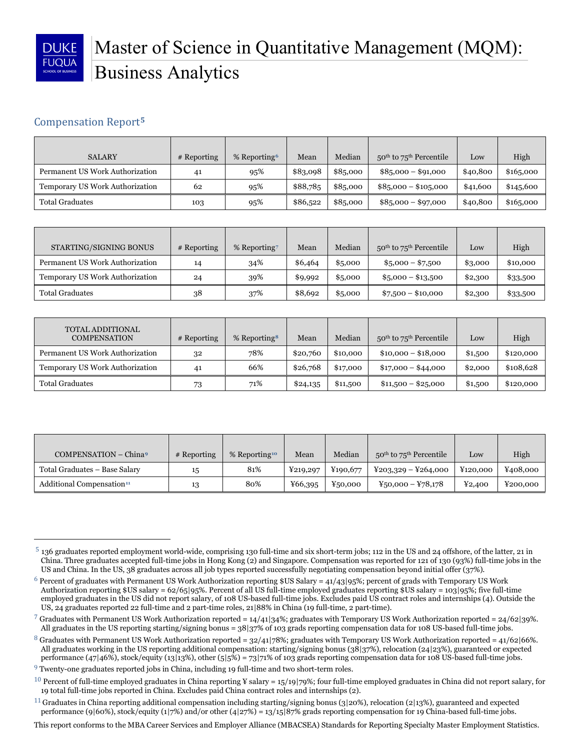# Master of Science in Quantitative Management (MQM): Business Analytics

## Compensation Report[5]

| SALARY | # Reporting | % Reporting[6] | Mean | Median | 50th to 75th Percentile | Low | High |
|---|---|---|---|---|---|---|---|
| Permanent US Work Authorization | 41 | 95% | $83,098 | $85,000 | $85,000 – $91,000 | $40,800 | $165,000 |
| Temporary US Work Authorization | 62 | 95% | $88,785 | $85,000 | $85,000 – $105,000 | $41,600 | $145,600 |
| Total Graduates | 103 | 95% | $86,522 | $85,000 | $85,000 – $97,000 | $40,800 | $165,000 |

| STARTING/SIGNING BONUS | # Reporting | % Reporting[7] | Mean | Median | 50th to 75th Percentile | Low | High |
|---|---|---|---|---|---|---|---|
| Permanent US Work Authorization | 14 | 34% | $6,464 | $5,000 | $5,000 – $7,500 | $3,000 | $10,000 |
| Temporary US Work Authorization | 24 | 39% | $9,992 | $5,000 | $5,000 – $13,500 | $2,300 | $33,500 |
| Total Graduates | 38 | 37% | $8,692 | $5,000 | $7,500 – $10,000 | $2,300 | $33,500 |

| TOTAL ADDITIONAL COMPENSATION | # Reporting | % Reporting[8] | Mean | Median | 50th to 75th Percentile | Low | High |
|---|---|---|---|---|---|---|---|
| Permanent US Work Authorization | 32 | 78% | $20,760 | $10,000 | $10,000 – $18,000 | $1,500 | $120,000 |
| Temporary US Work Authorization | 41 | 66% | $26,768 | $17,000 | $17,000 – $44,000 | $2,000 | $108,628 |
| Total Graduates | 73 | 71% | $24,135 | $11,500 | $11,500 – $25,000 | $1,500 | $120,000 |

| COMPENSATION – China[9] | # Reporting | % Reporting[10] | Mean | Median | 50th to 75th Percentile | Low | High |
|---|---|---|---|---|---|---|---|
| Total Graduates – Base Salary | 15 | 81% | ¥219,297 | ¥190,677 | ¥203,329 – ¥264,000 | ¥120,000 | ¥408,000 |
| Additional Compensation[11] | 13 | 80% | ¥66,395 | ¥50,000 | ¥50,000 – ¥78,178 | ¥2,400 | ¥200,000 |

---

[5] 136 graduates reported employment world-wide, comprising 130 full-time and six short-term jobs; 112 in the US and 24 offshore, of the latter, 21 in China. Three graduates accepted full-time jobs in Hong Kong (2) and Singapore. Compensation was reported for 121 of 130 (93%) full-time jobs in the US and China. In the US, 38 graduates across all job types reported successfully negotiating compensation beyond initial offer (37%).

[6] Percent of graduates with Permanent US Work Authorization reporting $US Salary = 41/43|95%; percent of grads with Temporary US Work Authorization reporting $US salary = 62/65|95%. Percent of all US full-time employed graduates reporting $US salary = 103|95%; five full-time employed graduates in the US did not report salary, of 108 US-based full-time jobs. Excludes paid US contract roles and internships (4). Outside the US, 24 graduates reported 22 full-time and 2 part-time roles, 21|88% in China (19 full-time, 2 part-time).

[7] Graduates with Permanent US Work Authorization reported = 14/41|34%; graduates with Temporary US Work Authorization reported = 24/62|39%. All graduates in the US reporting starting/signing bonus = 38|37% of 103 grads reporting compensation data for 108 US-based full-time jobs.

[8] Graduates with Permanent US Work Authorization reported = 32/41|78%; graduates with Temporary US Work Authorization reported = 41/62|66%. All graduates working in the US reporting additional compensation: starting/signing bonus (38|37%), relocation (24|23%), guaranteed or expected performance (47|46%), stock/equity (13|13%), other (5|5%) = 73|71% of 103 grads reporting compensation data for 108 US-based full-time jobs.

[9] Twenty-one graduates reported jobs in China, including 19 full-time and two short-term roles.

[10] Percent of full-time employed graduates in China reporting ¥ salary = 15/19|79%; four full-time employed graduates in China did not report salary, for 19 total full-time jobs reported in China. Excludes paid China contract roles and internships (2).

[11] Graduates in China reporting additional compensation including starting/signing bonus (3|20%), relocation (2|13%), guaranteed and expected performance (9|60%), stock/equity (1|7%) and/or other (4|27%) = 13/15|87% grads reporting compensation for 19 China-based full-time jobs.

This report conforms to the MBA Career Services and Employer Alliance (MBACSEA) Standards for Reporting Specialty Master Employment Statistics.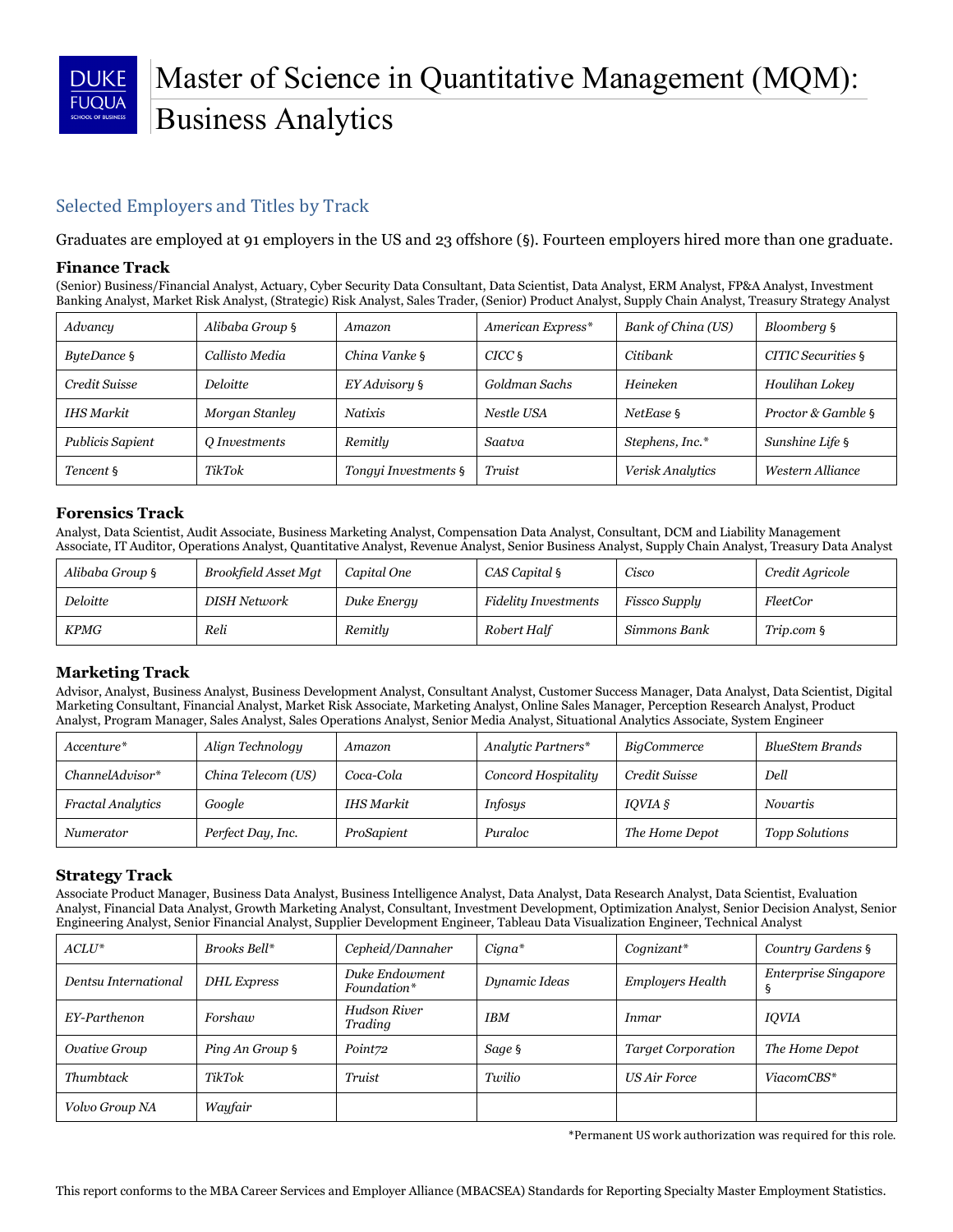# Master of Science in Quantitative Management (MQM): Business Analytics

## Selected Employers and Titles by Track

Graduates are employed at 91 employers in the US and 23 offshore (§). Fourteen employers hired more than one graduate.

### Finance Track

(Senior) Business/Financial Analyst, Actuary, Cyber Security Data Consultant, Data Scientist, Data Analyst, ERM Analyst, FP&A Analyst, Investment Banking Analyst, Market Risk Analyst, (Strategic) Risk Analyst, Sales Trader, (Senior) Product Analyst, Supply Chain Analyst, Treasury Strategy Analyst

| | | | | | |
|---|---|---|---|---|---|
| *Advancy* | *Alibaba Group §* | *Amazon* | *American Express** | *Bank of China (US)* | *Bloomberg §* |
| *ByteDance §* | *Callisto Media* | *China Vanke §* | *CICC §* | *Citibank* | *CITIC Securities §* |
| *Credit Suisse* | *Deloitte* | *EY Advisory §* | *Goldman Sachs* | *Heineken* | *Houlihan Lokey* |
| *IHS Markit* | *Morgan Stanley* | *Natixis* | *Nestle USA* | *NetEase §* | *Proctor & Gamble §* |
| *Publicis Sapient* | *Q Investments* | *Remitly* | *Saatva* | *Stephens, Inc.** | *Sunshine Life §* |
| *Tencent §* | *TikTok* | *Tongyi Investments §* | *Truist* | *Verisk Analytics* | *Western Alliance* |

### Forensics Track

Analyst, Data Scientist, Audit Associate, Business Marketing Analyst, Compensation Data Analyst, Consultant, DCM and Liability Management Associate, IT Auditor, Operations Analyst, Quantitative Analyst, Revenue Analyst, Senior Business Analyst, Supply Chain Analyst, Treasury Data Analyst

| | | | | | |
|---|---|---|---|---|---|
| *Alibaba Group §* | *Brookfield Asset Mgt* | *Capital One* | *CAS Capital §* | *Cisco* | *Credit Agricole* |
| *Deloitte* | *DISH Network* | *Duke Energy* | *Fidelity Investments* | *Fissco Supply* | *FleetCor* |
| *KPMG* | *Reli* | *Remitly* | *Robert Half* | *Simmons Bank* | *Trip.com §* |

### Marketing Track

Advisor, Analyst, Business Analyst, Business Development Analyst, Consultant Analyst, Customer Success Manager, Data Analyst, Data Scientist, Digital Marketing Consultant, Financial Analyst, Market Risk Associate, Marketing Analyst, Online Sales Manager, Perception Research Analyst, Product Analyst, Program Manager, Sales Analyst, Sales Operations Analyst, Senior Media Analyst, Situational Analytics Associate, System Engineer

| | | | | | |
|---|---|---|---|---|---|
| *Accenture** | *Align Technology* | *Amazon* | *Analytic Partners** | *BigCommerce* | *BlueStem Brands* |
| *ChannelAdvisor** | *China Telecom (US)* | *Coca-Cola* | *Concord Hospitality* | *Credit Suisse* | *Dell* |
| *Fractal Analytics* | *Google* | *IHS Markit* | *Infosys* | *IQVIA §* | *Novartis* |
| *Numerator* | *Perfect Day, Inc.* | *ProSapient* | *Puraloc* | *The Home Depot* | *Topp Solutions* |

### Strategy Track

Associate Product Manager, Business Data Analyst, Business Intelligence Analyst, Data Analyst, Data Research Analyst, Data Scientist, Evaluation Analyst, Financial Data Analyst, Growth Marketing Analyst, Consultant, Investment Development, Optimization Analyst, Senior Decision Analyst, Senior Engineering Analyst, Senior Financial Analyst, Supplier Development Engineer, Tableau Data Visualization Engineer, Technical Analyst

| | | | | | |
|---|---|---|---|---|---|
| *ACLU** | *Brooks Bell** | *Cepheid/Dannaher* | *Cigna** | *Cognizant** | *Country Gardens §* |
| *Dentsu International* | *DHL Express* | *Duke Endowment Foundation** | *Dynamic Ideas* | *Employers Health* | *Enterprise Singapore §* |
| *EY-Parthenon* | *Forshaw* | *Hudson River Trading* | *IBM* | *Inmar* | *IQVIA* |
| *Ovative Group* | *Ping An Group §* | *Point72* | *Sage §* | *Target Corporation* | *The Home Depot* |
| *Thumbtack* | *TikTok* | *Truist* | *Twilio* | *US Air Force* | *ViacomCBS** |
| *Volvo Group NA* | *Wayfair* | | | | |

*Permanent US work authorization was required for this role.

This report conforms to the MBA Career Services and Employer Alliance (MBACSEA) Standards for Reporting Specialty Master Employment Statistics.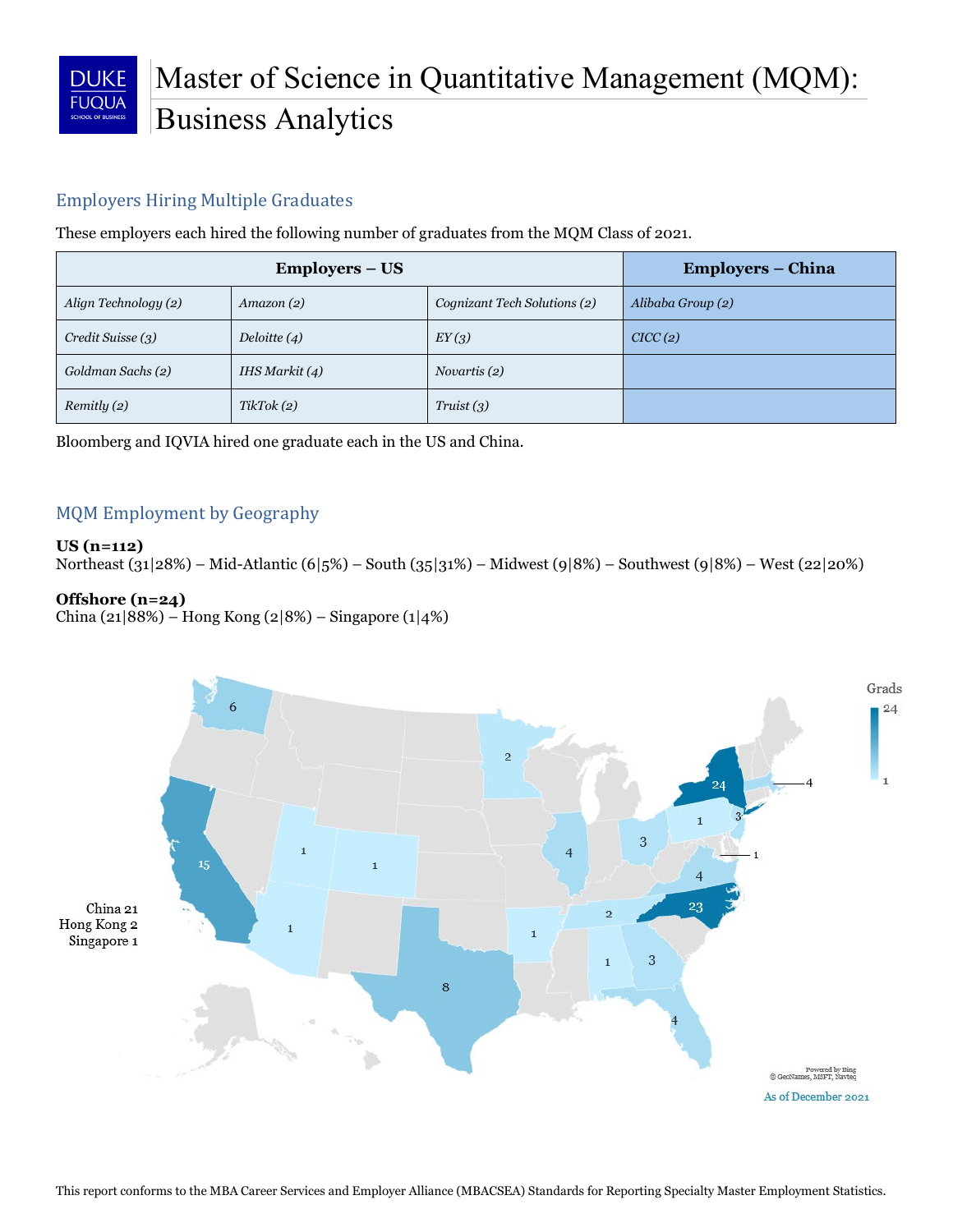# Master of Science in Quantitative Management (MQM): Business Analytics

## Employers Hiring Multiple Graduates

These employers each hired the following number of graduates from the MQM Class of 2021.

| Employers – US | | | Employers – China |
|---|---|---|---|
| *Align Technology (2)* | *Amazon (2)* | *Cognizant Tech Solutions (2)* | *Alibaba Group (2)* |
| *Credit Suisse (3)* | *Deloitte (4)* | *EY (3)* | *CICC (2)* |
| *Goldman Sachs (2)* | *IHS Markit (4)* | *Novartis (2)* | |
| *Remitly (2)* | *TikTok (2)* | *Truist (3)* | |

Bloomberg and IQVIA hired one graduate each in the US and China.

## MQM Employment by Geography

**US (n=112)**
Northeast (31|28%) – Mid-Atlantic (6|5%) – South (35|31%) – Midwest (9|8%) – Southwest (9|8%) – West (22|20%)

**Offshore (n=24)**
China (21|88%) – Hong Kong (2|8%) – Singapore (1|4%)

China 21
Hong Kong 2
Singapore 1

Grads: 1 – 24

WA 6, CA 15, UT 1, CO 1, AZ 1, TX 8, MN 2, IL 4, AR 1, OH 3, TN 2, AL 1, GA 3, FL 4, NY 24, MA 4, PA 1, NJ 3, DC 1, VA 4, NC 23

As of December 2021

This report conforms to the MBA Career Services and Employer Alliance (MBACSEA) Standards for Reporting Specialty Master Employment Statistics.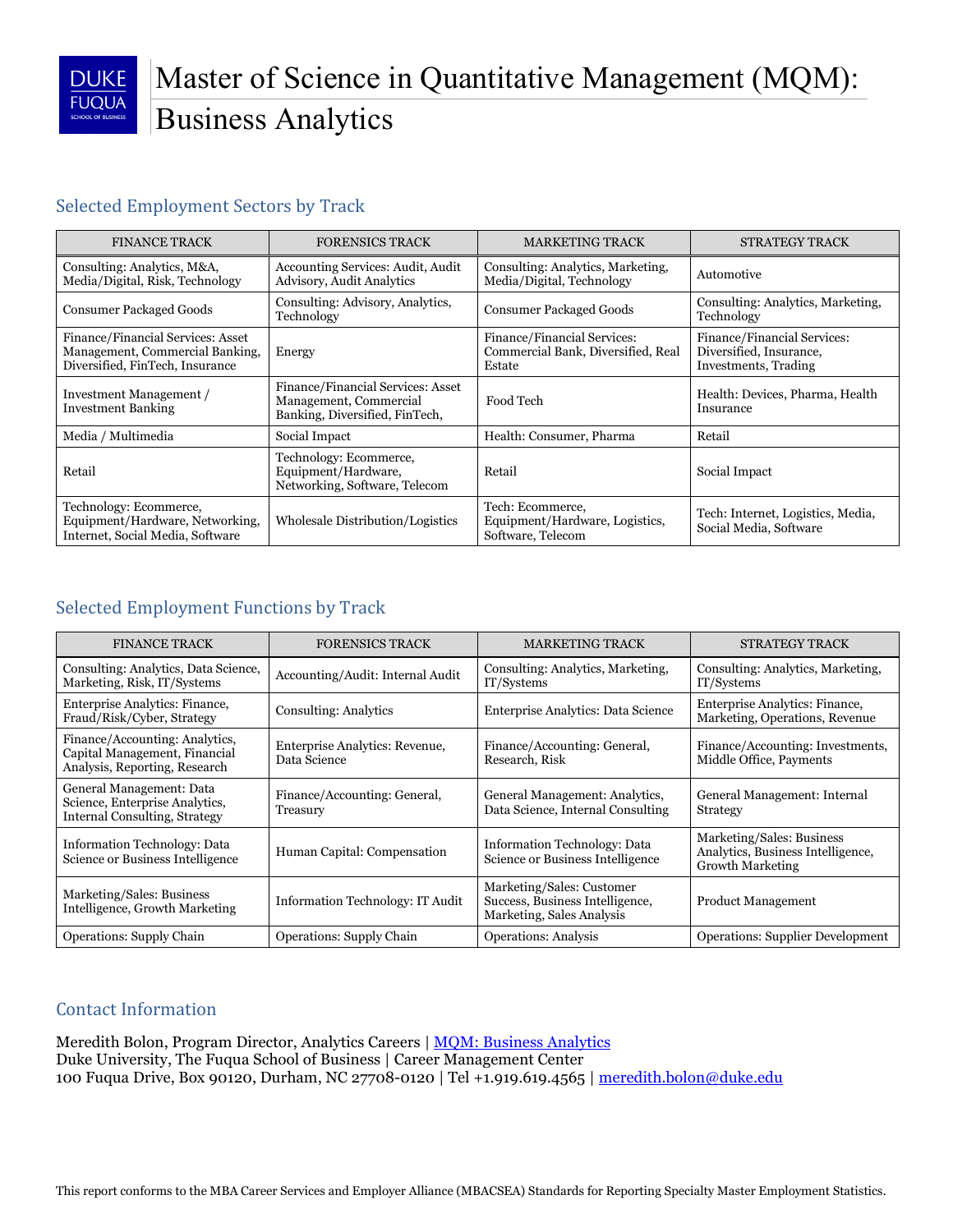# Master of Science in Quantitative Management (MQM): Business Analytics

## Selected Employment Sectors by Track

| FINANCE TRACK | FORENSICS TRACK | MARKETING TRACK | STRATEGY TRACK |
|---|---|---|---|
| Consulting: Analytics, M&A, Media/Digital, Risk, Technology | Accounting Services: Audit, Audit Advisory, Audit Analytics | Consulting: Analytics, Marketing, Media/Digital, Technology | Automotive |
| Consumer Packaged Goods | Consulting: Advisory, Analytics, Technology | Consumer Packaged Goods | Consulting: Analytics, Marketing, Technology |
| Finance/Financial Services: Asset Management, Commercial Banking, Diversified, FinTech, Insurance | Energy | Finance/Financial Services: Commercial Bank, Diversified, Real Estate | Finance/Financial Services: Diversified, Insurance, Investments, Trading |
| Investment Management / Investment Banking | Finance/Financial Services: Asset Management, Commercial Banking, Diversified, FinTech, | Food Tech | Health: Devices, Pharma, Health Insurance |
| Media / Multimedia | Social Impact | Health: Consumer, Pharma | Retail |
| Retail | Technology: Ecommerce, Equipment/Hardware, Networking, Software, Telecom | Retail | Social Impact |
| Technology: Ecommerce, Equipment/Hardware, Networking, Internet, Social Media, Software | Wholesale Distribution/Logistics | Tech: Ecommerce, Equipment/Hardware, Logistics, Software, Telecom | Tech: Internet, Logistics, Media, Social Media, Software |

## Selected Employment Functions by Track

| FINANCE TRACK | FORENSICS TRACK | MARKETING TRACK | STRATEGY TRACK |
|---|---|---|---|
| Consulting: Analytics, Data Science, Marketing, Risk, IT/Systems | Accounting/Audit: Internal Audit | Consulting: Analytics, Marketing, IT/Systems | Consulting: Analytics, Marketing, IT/Systems |
| Enterprise Analytics: Finance, Fraud/Risk/Cyber, Strategy | Consulting: Analytics | Enterprise Analytics: Data Science | Enterprise Analytics: Finance, Marketing, Operations, Revenue |
| Finance/Accounting: Analytics, Capital Management, Financial Analysis, Reporting, Research | Enterprise Analytics: Revenue, Data Science | Finance/Accounting: General, Research, Risk | Finance/Accounting: Investments, Middle Office, Payments |
| General Management: Data Science, Enterprise Analytics, Internal Consulting, Strategy | Finance/Accounting: General, Treasury | General Management: Analytics, Data Science, Internal Consulting | General Management: Internal Strategy |
| Information Technology: Data Science or Business Intelligence | Human Capital: Compensation | Information Technology: Data Science or Business Intelligence | Marketing/Sales: Business Analytics, Business Intelligence, Growth Marketing |
| Marketing/Sales: Business Intelligence, Growth Marketing | Information Technology: IT Audit | Marketing/Sales: Customer Success, Business Intelligence, Marketing, Sales Analysis | Product Management |
| Operations: Supply Chain | Operations: Supply Chain | Operations: Analysis | Operations: Supplier Development |

## Contact Information

Meredith Bolon, Program Director, Analytics Careers | MQM: Business Analytics
Duke University, The Fuqua School of Business | Career Management Center
100 Fuqua Drive, Box 90120, Durham, NC 27708-0120 | Tel +1.919.619.4565 | meredith.bolon@duke.edu

This report conforms to the MBA Career Services and Employer Alliance (MBACSEA) Standards for Reporting Specialty Master Employment Statistics.